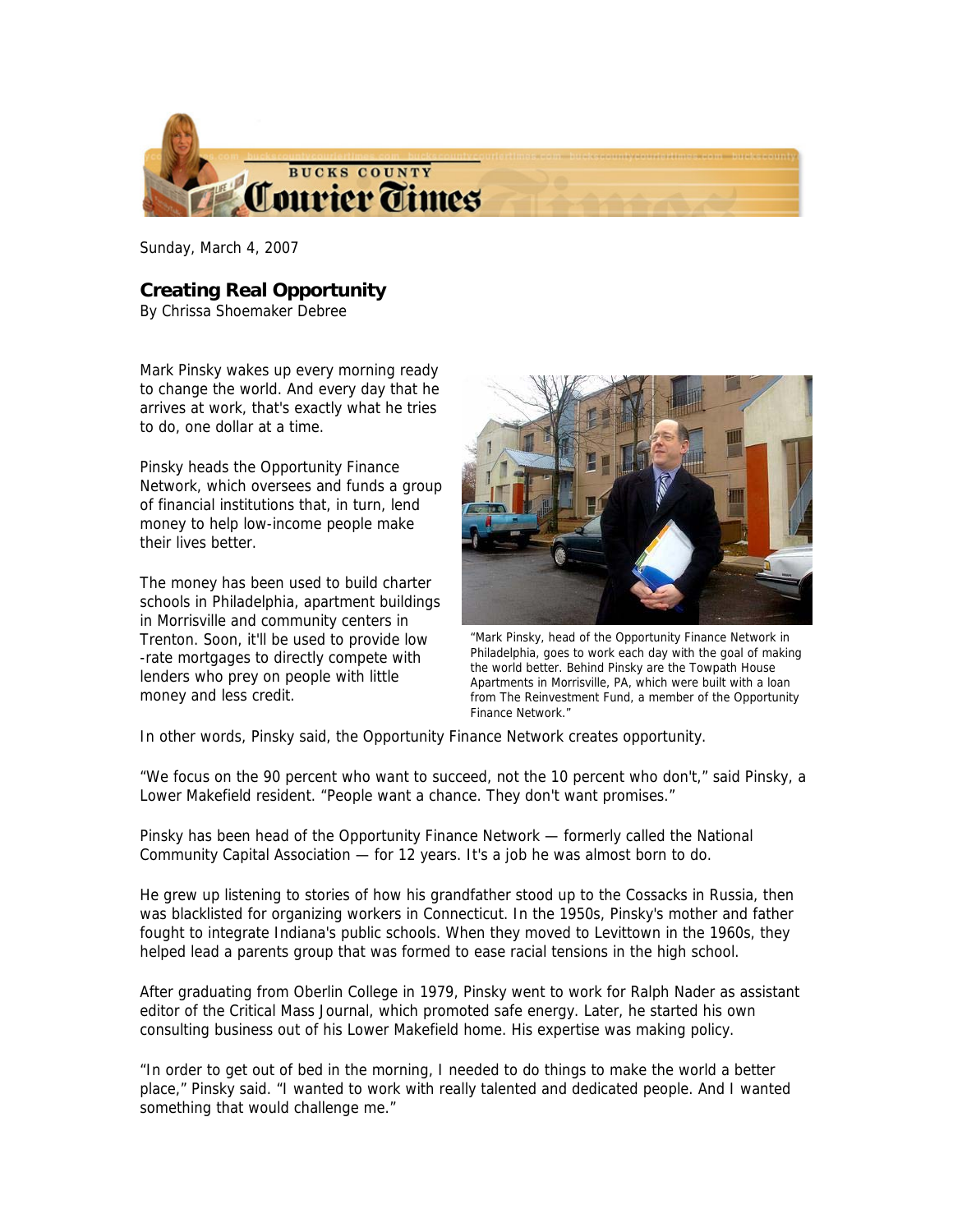# Bucks County Courier Times

Sunday, March 4, 2007

## Creating Real Opportunity

By Chrissa Shoemaker Debree

Mark Pinsky wakes up every morning ready to change the world. And every day that he arrives at work, that's exactly what he tries to do, one dollar at a time.

Pinsky heads the Opportunity Finance Network, which oversees and funds a group of financial institutions that, in turn, lend money to help low-income people make their lives better.

The money has been used to build charter schools in Philadelphia, apartment buildings in Morrisville and community centers in Trenton. Soon, it'll be used to provide low-rate mortgages to directly compete with lenders who prey on people with little money and less credit.

"Mark Pinsky, head of the Opportunity Finance Network in Philadelphia, goes to work each day with the goal of making the world better. Behind Pinsky are the Towpath House Apartments in Morrisville, PA, which were built with a loan from The Reinvestment Fund, a member of the Opportunity Finance Network."

In other words, Pinsky said, the Opportunity Finance Network creates opportunity.

"We focus on the 90 percent who want to succeed, not the 10 percent who don't," said Pinsky, a Lower Makefield resident. "People want a chance. They don't want promises."

Pinsky has been head of the Opportunity Finance Network — formerly called the National Community Capital Association — for 12 years. It's a job he was almost born to do.

He grew up listening to stories of how his grandfather stood up to the Cossacks in Russia, then was blacklisted for organizing workers in Connecticut. In the 1950s, Pinsky's mother and father fought to integrate Indiana's public schools. When they moved to Levittown in the 1960s, they helped lead a parents group that was formed to ease racial tensions in the high school.

After graduating from Oberlin College in 1979, Pinsky went to work for Ralph Nader as assistant editor of the Critical Mass Journal, which promoted safe energy. Later, he started his own consulting business out of his Lower Makefield home. His expertise was making policy.

"In order to get out of bed in the morning, I needed to do things to make the world a better place," Pinsky said. "I wanted to work with really talented and dedicated people. And I wanted something that would challenge me."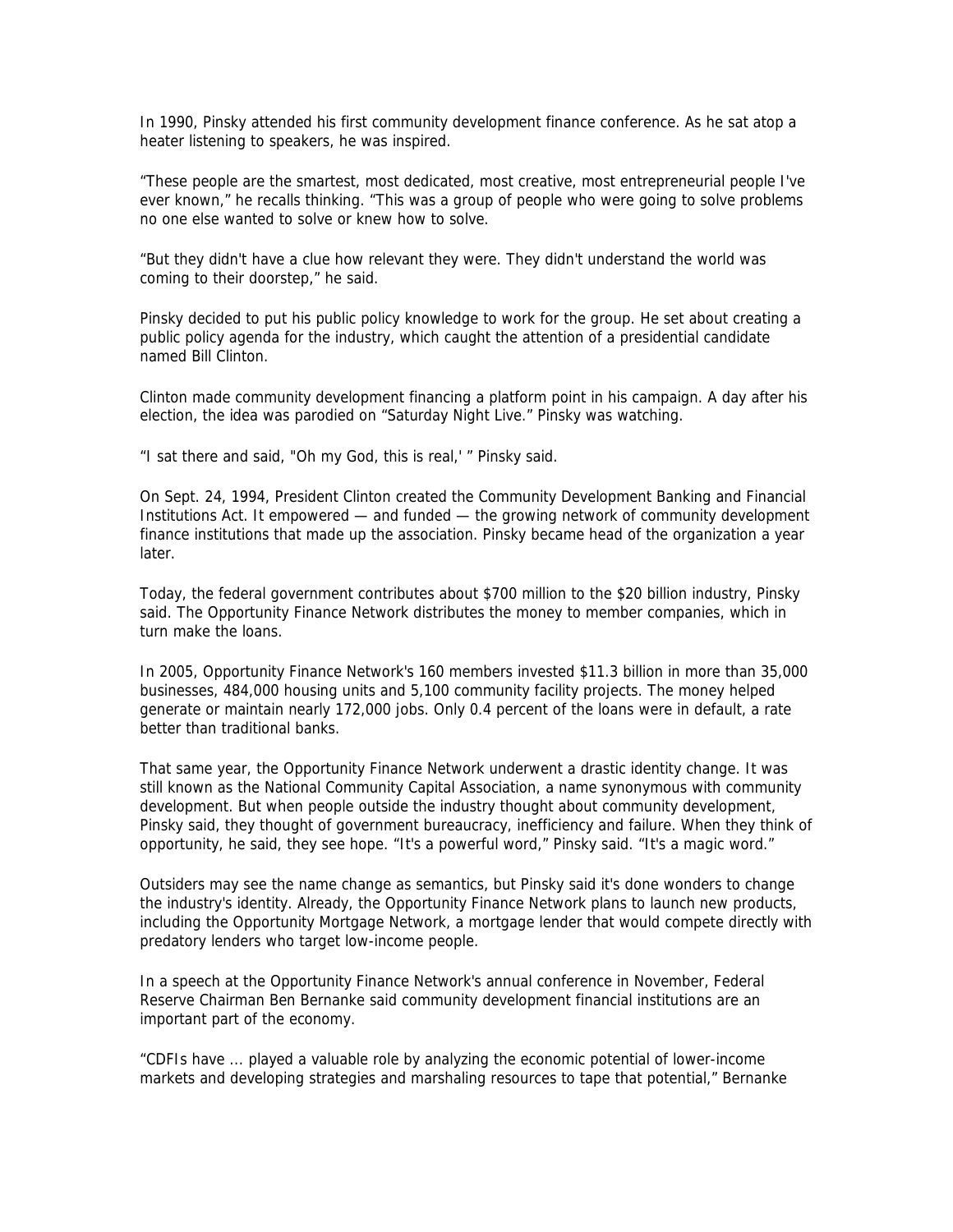In 1990, Pinsky attended his first community development finance conference. As he sat atop a heater listening to speakers, he was inspired.

“These people are the smartest, most dedicated, most creative, most entrepreneurial people I've ever known,” he recalls thinking. “This was a group of people who were going to solve problems no one else wanted to solve or knew how to solve.

“But they didn't have a clue how relevant they were. They didn't understand the world was coming to their doorstep,” he said.

Pinsky decided to put his public policy knowledge to work for the group. He set about creating a public policy agenda for the industry, which caught the attention of a presidential candidate named Bill Clinton.

Clinton made community development financing a platform point in his campaign. A day after his election, the idea was parodied on “Saturday Night Live.” Pinsky was watching.

“I sat there and said, "Oh my God, this is real,' ” Pinsky said.

On Sept. 24, 1994, President Clinton created the Community Development Banking and Financial Institutions Act. It empowered — and funded — the growing network of community development finance institutions that made up the association. Pinsky became head of the organization a year later.

Today, the federal government contributes about $700 million to the $20 billion industry, Pinsky said. The Opportunity Finance Network distributes the money to member companies, which in turn make the loans.

In 2005, Opportunity Finance Network's 160 members invested $11.3 billion in more than 35,000 businesses, 484,000 housing units and 5,100 community facility projects. The money helped generate or maintain nearly 172,000 jobs. Only 0.4 percent of the loans were in default, a rate better than traditional banks.

That same year, the Opportunity Finance Network underwent a drastic identity change. It was still known as the National Community Capital Association, a name synonymous with community development. But when people outside the industry thought about community development, Pinsky said, they thought of government bureaucracy, inefficiency and failure. When they think of opportunity, he said, they see hope. “It's a powerful word,” Pinsky said. “It's a magic word.”

Outsiders may see the name change as semantics, but Pinsky said it's done wonders to change the industry's identity. Already, the Opportunity Finance Network plans to launch new products, including the Opportunity Mortgage Network, a mortgage lender that would compete directly with predatory lenders who target low-income people.

In a speech at the Opportunity Finance Network's annual conference in November, Federal Reserve Chairman Ben Bernanke said community development financial institutions are an important part of the economy.

“CDFIs have ... played a valuable role by analyzing the economic potential of lower-income markets and developing strategies and marshaling resources to tape that potential,” Bernanke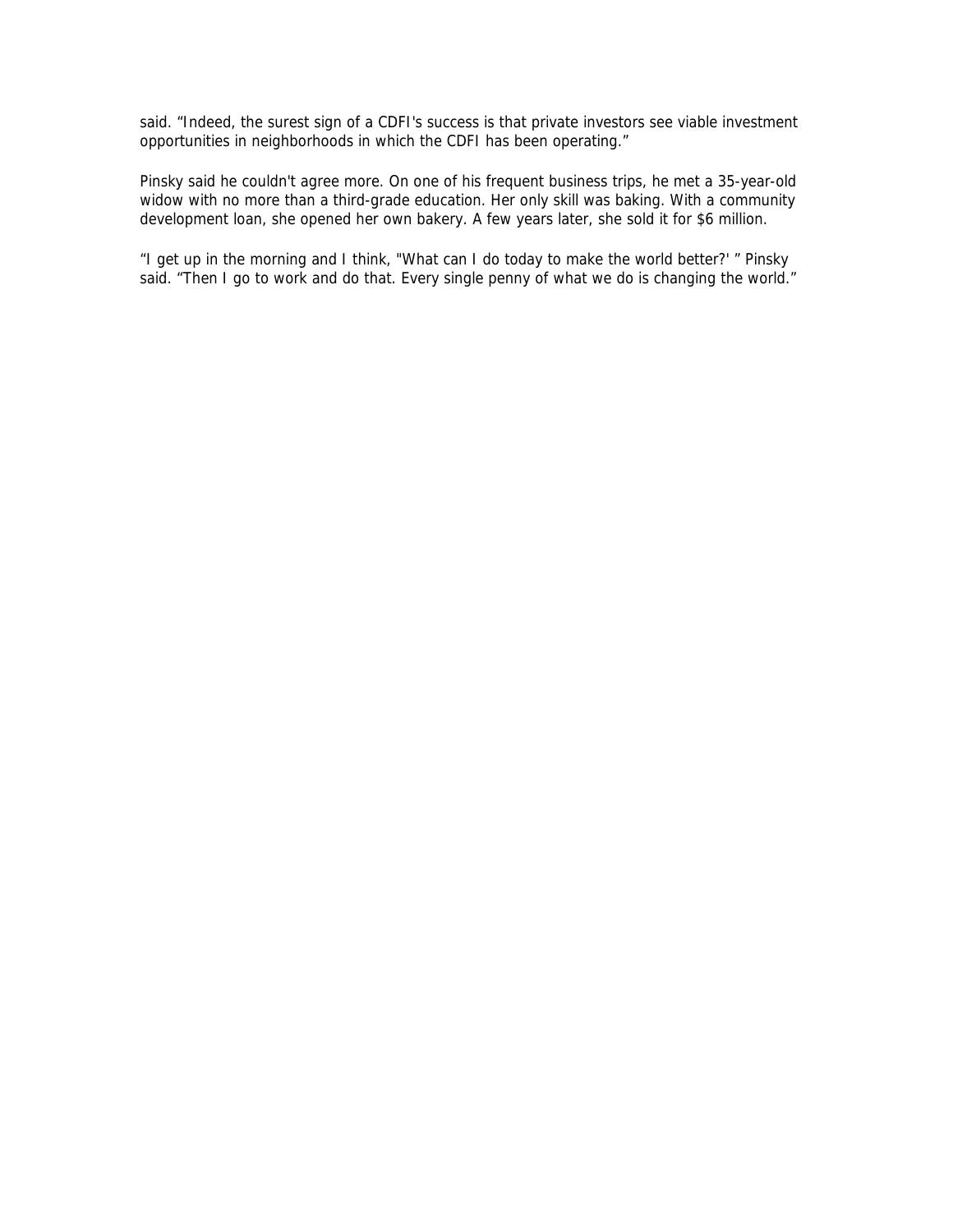said. “Indeed, the surest sign of a CDFI's success is that private investors see viable investment opportunities in neighborhoods in which the CDFI has been operating.”

Pinsky said he couldn't agree more. On one of his frequent business trips, he met a 35-year-old widow with no more than a third-grade education. Her only skill was baking. With a community development loan, she opened her own bakery. A few years later, she sold it for $6 million.

“I get up in the morning and I think, "What can I do today to make the world better?' ” Pinsky said. “Then I go to work and do that. Every single penny of what we do is changing the world.”